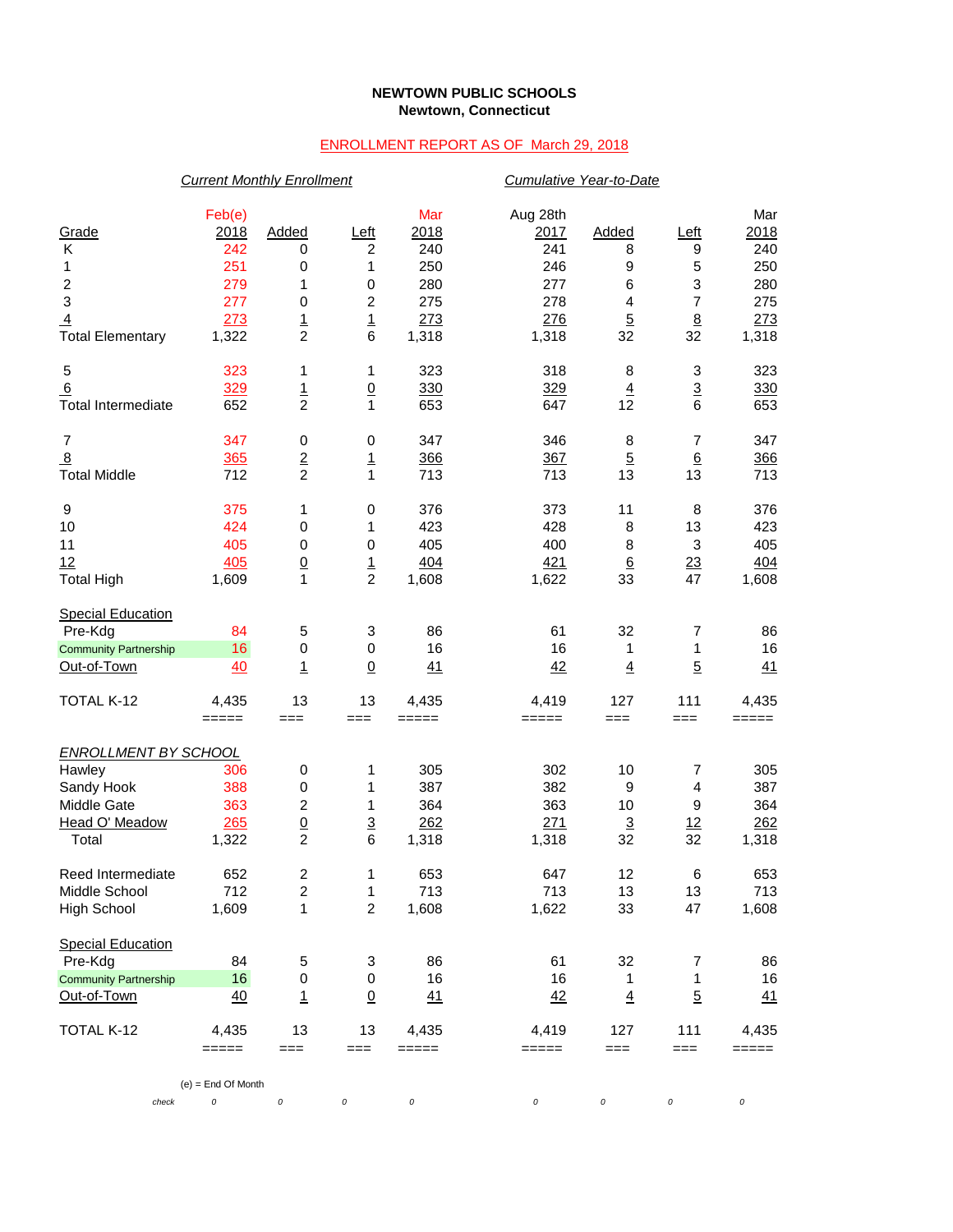**NEWTOWN PUBLIC SCHOOLS**
**Newtown, Connecticut**

ENROLLMENT REPORT AS OF March 29, 2018

| | *Current Monthly Enrollment* | | | | *Cumulative Year-to-Date* | | | |
|---|---|---|---|---|---|---|---|---|
| Grade | Feb(e) 2018 | Added | Left | Mar 2018 | Aug 28th 2017 | Added | Left | Mar 2018 |
| K | 242 | 0 | 2 | 240 | 241 | 8 | 9 | 240 |
| 1 | 251 | 0 | 1 | 250 | 246 | 9 | 5 | 250 |
| 2 | 279 | 1 | 0 | 280 | 277 | 6 | 3 | 280 |
| 3 | 277 | 0 | 2 | 275 | 278 | 4 | 7 | 275 |
| 4 | 273 | 1 | 1 | 273 | 276 | 5 | 8 | 273 |
| Total Elementary | 1,322 | 2 | 6 | 1,318 | 1,318 | 32 | 32 | 1,318 |
| | | | | | | | | |
| 5 | 323 | 1 | 1 | 323 | 318 | 8 | 3 | 323 |
| 6 | 329 | 1 | 0 | 330 | 329 | 4 | 3 | 330 |
| Total Intermediate | 652 | 2 | 1 | 653 | 647 | 12 | 6 | 653 |
| | | | | | | | | |
| 7 | 347 | 0 | 0 | 347 | 346 | 8 | 7 | 347 |
| 8 | 365 | 2 | 1 | 366 | 367 | 5 | 6 | 366 |
| Total Middle | 712 | 2 | 1 | 713 | 713 | 13 | 13 | 713 |
| | | | | | | | | |
| 9 | 375 | 1 | 0 | 376 | 373 | 11 | 8 | 376 |
| 10 | 424 | 0 | 1 | 423 | 428 | 8 | 13 | 423 |
| 11 | 405 | 0 | 0 | 405 | 400 | 8 | 3 | 405 |
| 12 | 405 | 0 | 1 | 404 | 421 | 6 | 23 | 404 |
| Total High | 1,609 | 1 | 2 | 1,608 | 1,622 | 33 | 47 | 1,608 |
| | | | | | | | | |
| Special Education | | | | | | | | |
| Pre-Kdg | 84 | 5 | 3 | 86 | 61 | 32 | 7 | 86 |
| Community Partnership | 16 | 0 | 0 | 16 | 16 | 1 | 1 | 16 |
| Out-of-Town | 40 | 1 | 0 | 41 | 42 | 4 | 5 | 41 |
| | | | | | | | | |
| TOTAL K-12 | 4,435 | 13 | 13 | 4,435 | 4,419 | 127 | 111 | 4,435 |
| | ===== | === | === | ===== | ===== | === | === | ===== |
| *ENROLLMENT BY SCHOOL* | | | | | | | | |
| Hawley | 306 | 0 | 1 | 305 | 302 | 10 | 7 | 305 |
| Sandy Hook | 388 | 0 | 1 | 387 | 382 | 9 | 4 | 387 |
| Middle Gate | 363 | 2 | 1 | 364 | 363 | 10 | 9 | 364 |
| Head O' Meadow | 265 | 0 | 3 | 262 | 271 | 3 | 12 | 262 |
| Total | 1,322 | 2 | 6 | 1,318 | 1,318 | 32 | 32 | 1,318 |
| | | | | | | | | |
| Reed Intermediate | 652 | 2 | 1 | 653 | 647 | 12 | 6 | 653 |
| Middle School | 712 | 2 | 1 | 713 | 713 | 13 | 13 | 713 |
| High School | 1,609 | 1 | 2 | 1,608 | 1,622 | 33 | 47 | 1,608 |
| | | | | | | | | |
| Special Education | | | | | | | | |
| Pre-Kdg | 84 | 5 | 3 | 86 | 61 | 32 | 7 | 86 |
| Community Partnership | 16 | 0 | 0 | 16 | 16 | 1 | 1 | 16 |
| Out-of-Town | 40 | 1 | 0 | 41 | 42 | 4 | 5 | 41 |
| | | | | | | | | |
| TOTAL K-12 | 4,435 | 13 | 13 | 4,435 | 4,419 | 127 | 111 | 4,435 |
| | ===== | === | === | ===== | ===== | === | === | ===== |

(e) = End Of Month

| *check* | *0* | *0* | *0* | *0* | *0* | *0* | *0* | *0* |
|---|---|---|---|---|---|---|---|---|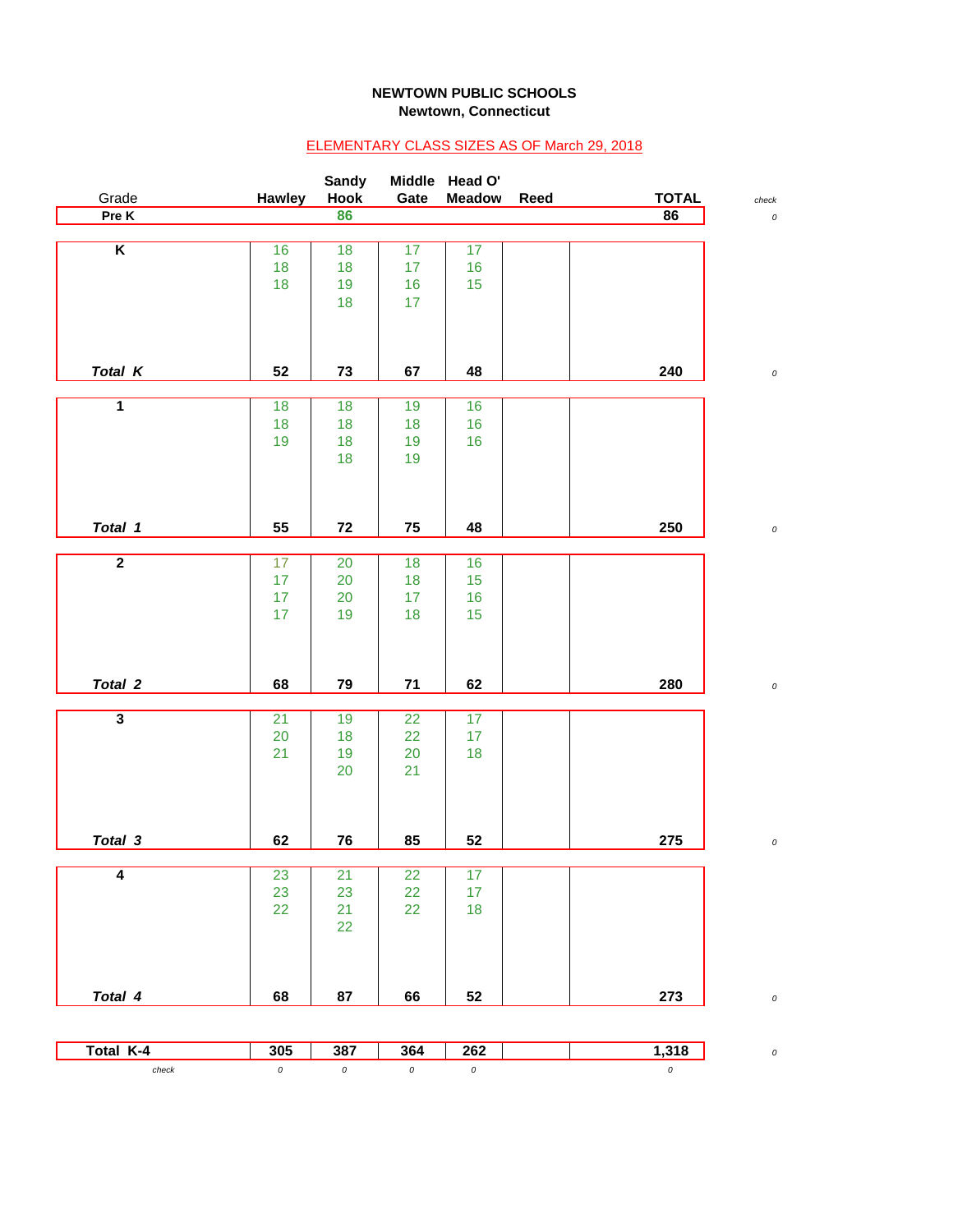**NEWTOWN PUBLIC SCHOOLS**
**Newtown, Connecticut**

ELEMENTARY CLASS SIZES AS OF March 29, 2018

| Grade | Hawley | Sandy Hook | Middle Gate | Head O' Meadow | Reed | TOTAL | check |
|---|---|---|---|---|---|---|---|
| **Pre K** | | 86 | | | | **86** | 0 |
| **K** | 16 | 18 | 17 | 17 | | | |
| | 18 | 18 | 17 | 16 | | | |
| | 18 | 19 | 16 | 15 | | | |
| | | 18 | 17 | | | | |
| ***Total K*** | **52** | **73** | **67** | **48** | | **240** | 0 |
| **1** | 18 | 18 | 19 | 16 | | | |
| | 18 | 18 | 18 | 16 | | | |
| | 19 | 18 | 19 | 16 | | | |
| | | 18 | 19 | | | | |
| ***Total 1*** | **55** | **72** | **75** | **48** | | **250** | 0 |
| **2** | 17 | 20 | 18 | 16 | | | |
| | 17 | 20 | 18 | 15 | | | |
| | 17 | 20 | 17 | 16 | | | |
| | 17 | 19 | 18 | 15 | | | |
| ***Total 2*** | **68** | **79** | **71** | **62** | | **280** | 0 |
| **3** | 21 | 19 | 22 | 17 | | | |
| | 20 | 18 | 22 | 17 | | | |
| | 21 | 19 | 20 | 18 | | | |
| | | 20 | 21 | | | | |
| ***Total 3*** | **62** | **76** | **85** | **52** | | **275** | 0 |
| **4** | 23 | 21 | 22 | 17 | | | |
| | 23 | 23 | 22 | 17 | | | |
| | 22 | 21 | 22 | 18 | | | |
| | | 22 | | | | | |
| ***Total 4*** | **68** | **87** | **66** | **52** | | **273** | 0 |
| **Total K-4** | **305** | **387** | **364** | **262** | | **1,318** | 0 |
| *check* | *0* | *0* | *0* | *0* | | *0* | |